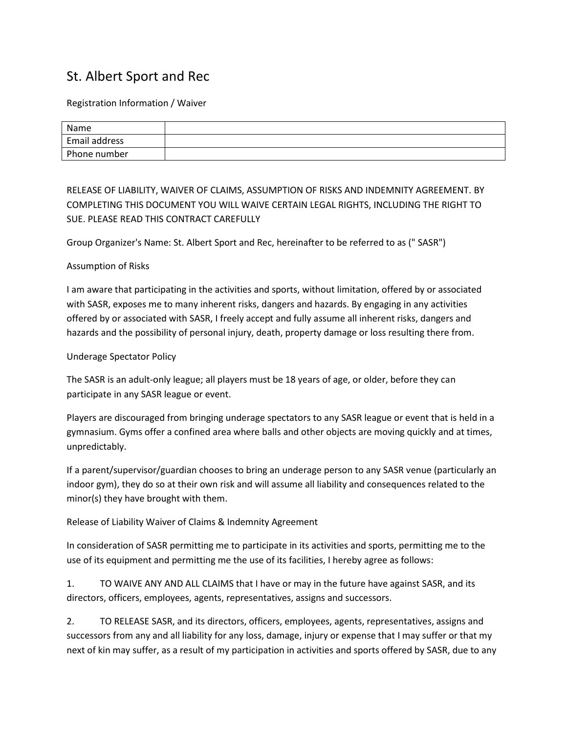# St. Albert Sport and Rec

Registration Information / Waiver

| Name | |
|---|---|
| Email address | |
| Phone number | |

RELEASE OF LIABILITY, WAIVER OF CLAIMS, ASSUMPTION OF RISKS AND INDEMNITY AGREEMENT. BY COMPLETING THIS DOCUMENT YOU WILL WAIVE CERTAIN LEGAL RIGHTS, INCLUDING THE RIGHT TO SUE. PLEASE READ THIS CONTRACT CAREFULLY

Group Organizer's Name: St. Albert Sport and Rec, hereinafter to be referred to as (" SASR")

Assumption of Risks

I am aware that participating in the activities and sports, without limitation, offered by or associated with SASR, exposes me to many inherent risks, dangers and hazards. By engaging in any activities offered by or associated with SASR, I freely accept and fully assume all inherent risks, dangers and hazards and the possibility of personal injury, death, property damage or loss resulting there from.

Underage Spectator Policy

The SASR is an adult-only league; all players must be 18 years of age, or older, before they can participate in any SASR league or event.

Players are discouraged from bringing underage spectators to any SASR league or event that is held in a gymnasium. Gyms offer a confined area where balls and other objects are moving quickly and at times, unpredictably.

If a parent/supervisor/guardian chooses to bring an underage person to any SASR venue (particularly an indoor gym), they do so at their own risk and will assume all liability and consequences related to the minor(s) they have brought with them.

Release of Liability Waiver of Claims & Indemnity Agreement

In consideration of SASR permitting me to participate in its activities and sports, permitting me to the use of its equipment and permitting me the use of its facilities, I hereby agree as follows:

1. TO WAIVE ANY AND ALL CLAIMS that I have or may in the future have against SASR, and its directors, officers, employees, agents, representatives, assigns and successors.

2. TO RELEASE SASR, and its directors, officers, employees, agents, representatives, assigns and successors from any and all liability for any loss, damage, injury or expense that I may suffer or that my next of kin may suffer, as a result of my participation in activities and sports offered by SASR, due to any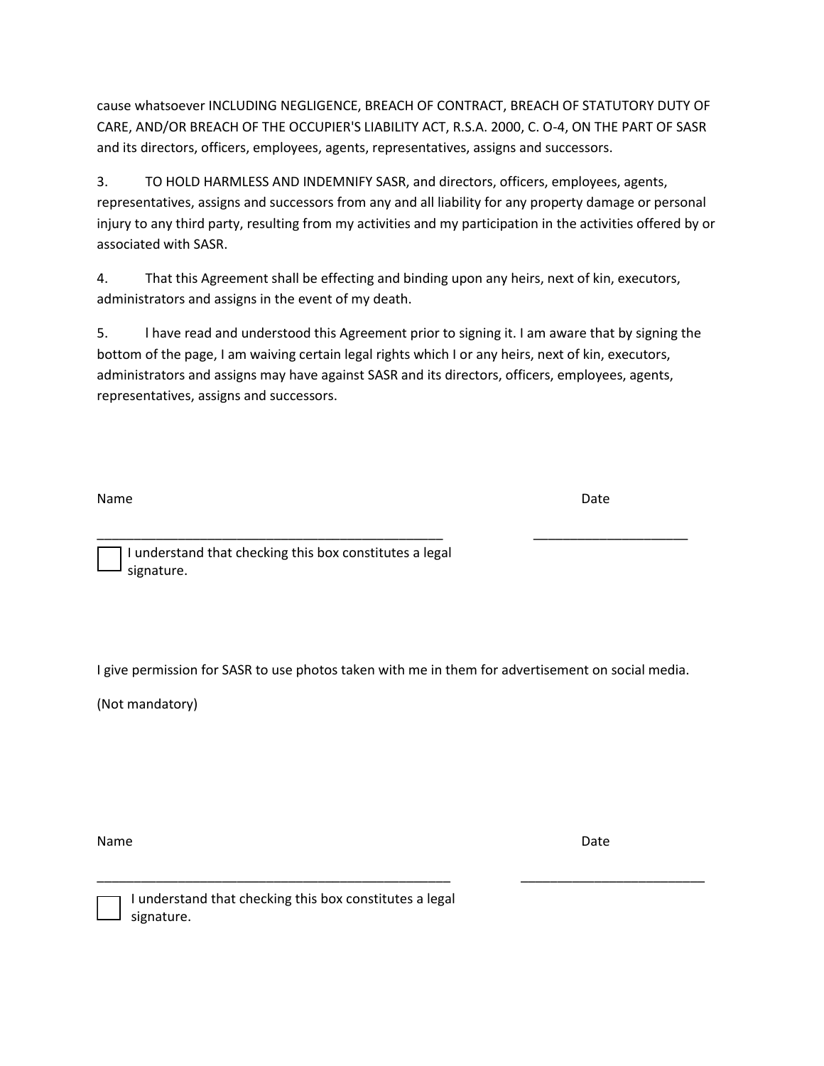cause whatsoever INCLUDING NEGLIGENCE, BREACH OF CONTRACT, BREACH OF STATUTORY DUTY OF CARE, AND/OR BREACH OF THE OCCUPIER'S LIABILITY ACT, R.S.A. 2000, C. O-4, ON THE PART OF SASR and its directors, officers, employees, agents, representatives, assigns and successors.

3. TO HOLD HARMLESS AND INDEMNIFY SASR, and directors, officers, employees, agents, representatives, assigns and successors from any and all liability for any property damage or personal injury to any third party, resulting from my activities and my participation in the activities offered by or associated with SASR.

4. That this Agreement shall be effecting and binding upon any heirs, next of kin, executors, administrators and assigns in the event of my death.

5. I have read and understood this Agreement prior to signing it. I am aware that by signing the bottom of the page, I am waiving certain legal rights which I or any heirs, next of kin, executors, administrators and assigns may have against SASR and its directors, officers, employees, agents, representatives, assigns and successors.

Name ________________________________________________ Date _____________________

☐ I understand that checking this box constitutes a legal signature.

I give permission for SASR to use photos taken with me in them for advertisement on social media.

(Not mandatory)

Name ________________________________________________ Date _________________________

☐ I understand that checking this box constitutes a legal signature.